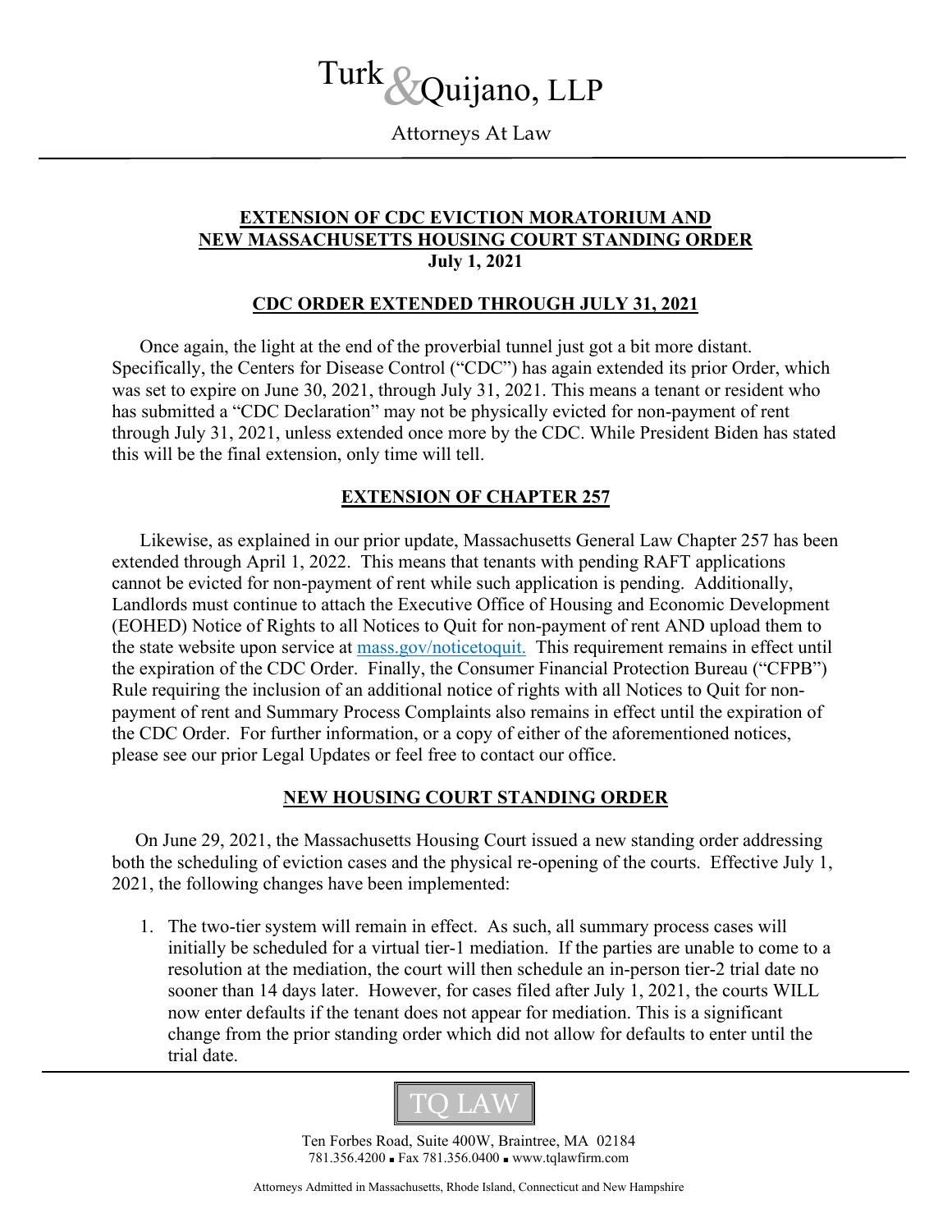# Turk & Quijano, LLP

Attorneys At Law

## EXTENSION OF CDC EVICTION MORATORIUM AND NEW MASSACHUSETTS HOUSING COURT STANDING ORDER

**July 1, 2021**

## CDC ORDER EXTENDED THROUGH JULY 31, 2021

Once again, the light at the end of the proverbial tunnel just got a bit more distant. Specifically, the Centers for Disease Control ("CDC") has again extended its prior Order, which was set to expire on June 30, 2021, through July 31, 2021. This means a tenant or resident who has submitted a "CDC Declaration" may not be physically evicted for non-payment of rent through July 31, 2021, unless extended once more by the CDC. While President Biden has stated this will be the final extension, only time will tell.

## EXTENSION OF CHAPTER 257

Likewise, as explained in our prior update, Massachusetts General Law Chapter 257 has been extended through April 1, 2022. This means that tenants with pending RAFT applications cannot be evicted for non-payment of rent while such application is pending. Additionally, Landlords must continue to attach the Executive Office of Housing and Economic Development (EOHED) Notice of Rights to all Notices to Quit for non-payment of rent AND upload them to the state website upon service at [mass.gov/noticetoquit.](mass.gov/noticetoquit) This requirement remains in effect until the expiration of the CDC Order. Finally, the Consumer Financial Protection Bureau ("CFPB") Rule requiring the inclusion of an additional notice of rights with all Notices to Quit for non-payment of rent and Summary Process Complaints also remains in effect until the expiration of the CDC Order. For further information, or a copy of either of the aforementioned notices, please see our prior Legal Updates or feel free to contact our office.

## NEW HOUSING COURT STANDING ORDER

On June 29, 2021, the Massachusetts Housing Court issued a new standing order addressing both the scheduling of eviction cases and the physical re-opening of the courts. Effective July 1, 2021, the following changes have been implemented:

1. The two-tier system will remain in effect. As such, all summary process cases will initially be scheduled for a virtual tier-1 mediation. If the parties are unable to come to a resolution at the mediation, the court will then schedule an in-person tier-2 trial date no sooner than 14 days later. However, for cases filed after July 1, 2021, the courts WILL now enter defaults if the tenant does not appear for mediation. This is a significant change from the prior standing order which did not allow for defaults to enter until the trial date.

TQ LAW

Ten Forbes Road, Suite 400W, Braintree, MA 02184
781.356.4200 ▪ Fax 781.356.0400 ▪ www.tqlawfirm.com

Attorneys Admitted in Massachusetts, Rhode Island, Connecticut and New Hampshire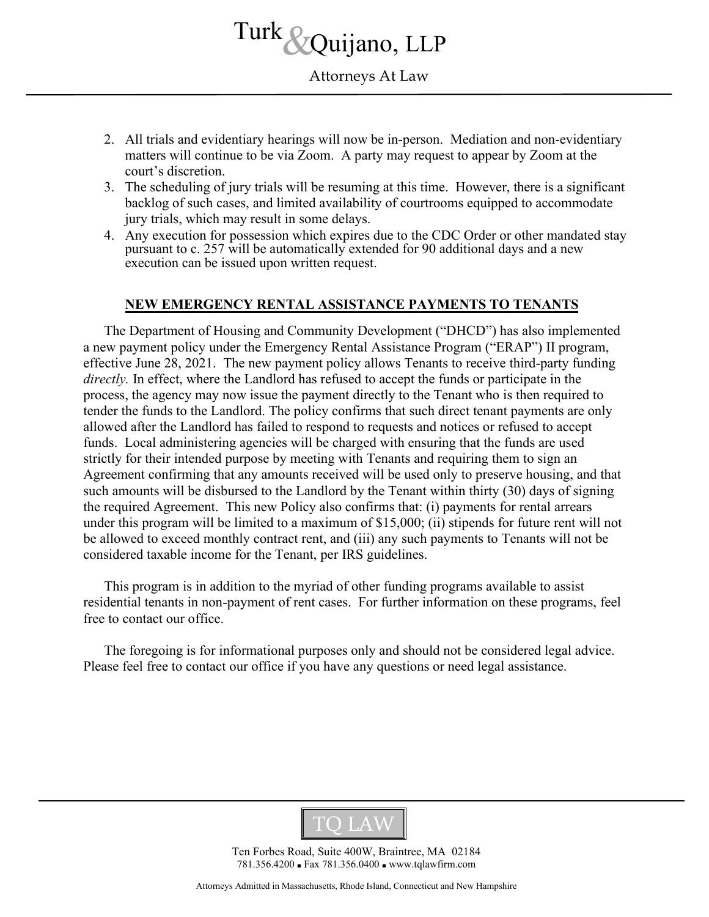2. All trials and evidentiary hearings will now be in-person. Mediation and non-evidentiary matters will continue to be via Zoom. A party may request to appear by Zoom at the court's discretion.
3. The scheduling of jury trials will be resuming at this time. However, there is a significant backlog of such cases, and limited availability of courtrooms equipped to accommodate jury trials, which may result in some delays.
4. Any execution for possession which expires due to the CDC Order or other mandated stay pursuant to c. 257 will be automatically extended for 90 additional days and a new execution can be issued upon written request.

**NEW EMERGENCY RENTAL ASSISTANCE PAYMENTS TO TENANTS**

The Department of Housing and Community Development ("DHCD") has also implemented a new payment policy under the Emergency Rental Assistance Program ("ERAP") II program, effective June 28, 2021. The new payment policy allows Tenants to receive third-party funding *directly.* In effect, where the Landlord has refused to accept the funds or participate in the process, the agency may now issue the payment directly to the Tenant who is then required to tender the funds to the Landlord. The policy confirms that such direct tenant payments are only allowed after the Landlord has failed to respond to requests and notices or refused to accept funds. Local administering agencies will be charged with ensuring that the funds are used strictly for their intended purpose by meeting with Tenants and requiring them to sign an Agreement confirming that any amounts received will be used only to preserve housing, and that such amounts will be disbursed to the Landlord by the Tenant within thirty (30) days of signing the required Agreement. This new Policy also confirms that: (i) payments for rental arrears under this program will be limited to a maximum of $15,000; (ii) stipends for future rent will not be allowed to exceed monthly contract rent, and (iii) any such payments to Tenants will not be considered taxable income for the Tenant, per IRS guidelines.

This program is in addition to the myriad of other funding programs available to assist residential tenants in non-payment of rent cases. For further information on these programs, feel free to contact our office.

The foregoing is for informational purposes only and should not be considered legal advice. Please feel free to contact our office if you have any questions or need legal assistance.